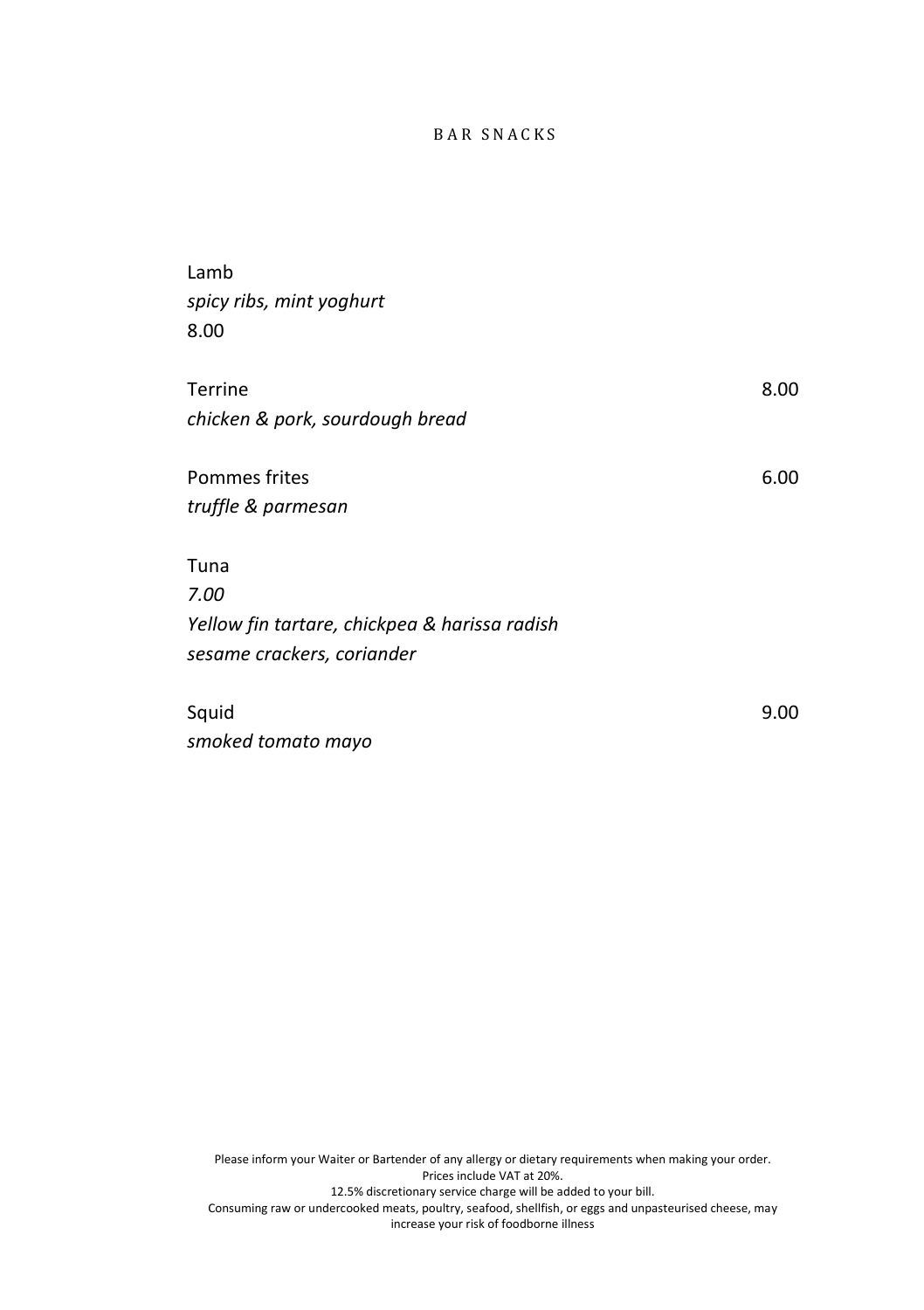# BAR SNACKS

Lamb
*spicy ribs, mint yoghurt*
8.00

Terrine 8.00
*chicken & pork, sourdough bread*

Pommes frites 6.00
*truffle & parmesan*

Tuna
*7.00*
*Yellow fin tartare, chickpea & harissa radish*
*sesame crackers, coriander*

Squid 9.00
*smoked tomato mayo*

Please inform your Waiter or Bartender of any allergy or dietary requirements when making your order.
Prices include VAT at 20%.
12.5% discretionary service charge will be added to your bill.
Consuming raw or undercooked meats, poultry, seafood, shellfish, or eggs and unpasteurised cheese, may increase your risk of foodborne illness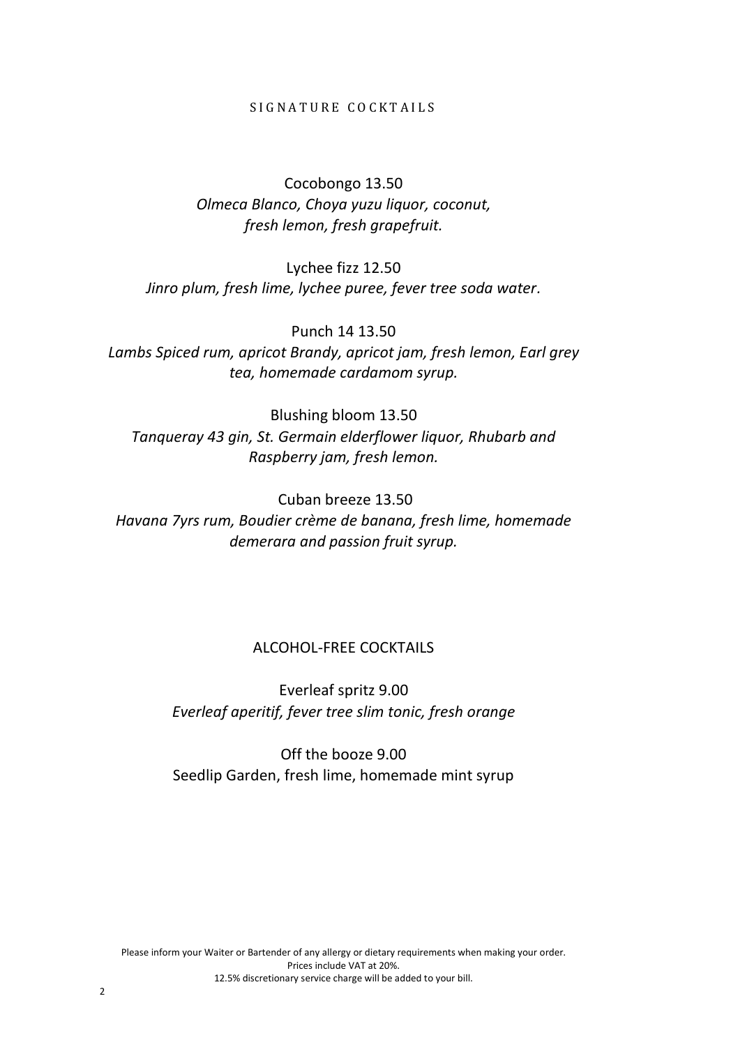## SIGNATURE COCKTAILS

Cocobongo 13.50
*Olmeca Blanco, Choya yuzu liquor, coconut, fresh lemon, fresh grapefruit.*

Lychee fizz 12.50
*Jinro plum, fresh lime, lychee puree, fever tree soda water.*

Punch 14 13.50
*Lambs Spiced rum, apricot Brandy, apricot jam, fresh lemon, Earl grey tea, homemade cardamom syrup.*

Blushing bloom 13.50
*Tanqueray 43 gin, St. Germain elderflower liquor, Rhubarb and Raspberry jam, fresh lemon.*

Cuban breeze 13.50
*Havana 7yrs rum, Boudier crème de banana, fresh lime, homemade demerara and passion fruit syrup.*

## ALCOHOL-FREE COCKTAILS

Everleaf spritz 9.00
*Everleaf aperitif, fever tree slim tonic, fresh orange*

Off the booze 9.00
Seedlip Garden, fresh lime, homemade mint syrup

Please inform your Waiter or Bartender of any allergy or dietary requirements when making your order.
Prices include VAT at 20%.
12.5% discretionary service charge will be added to your bill.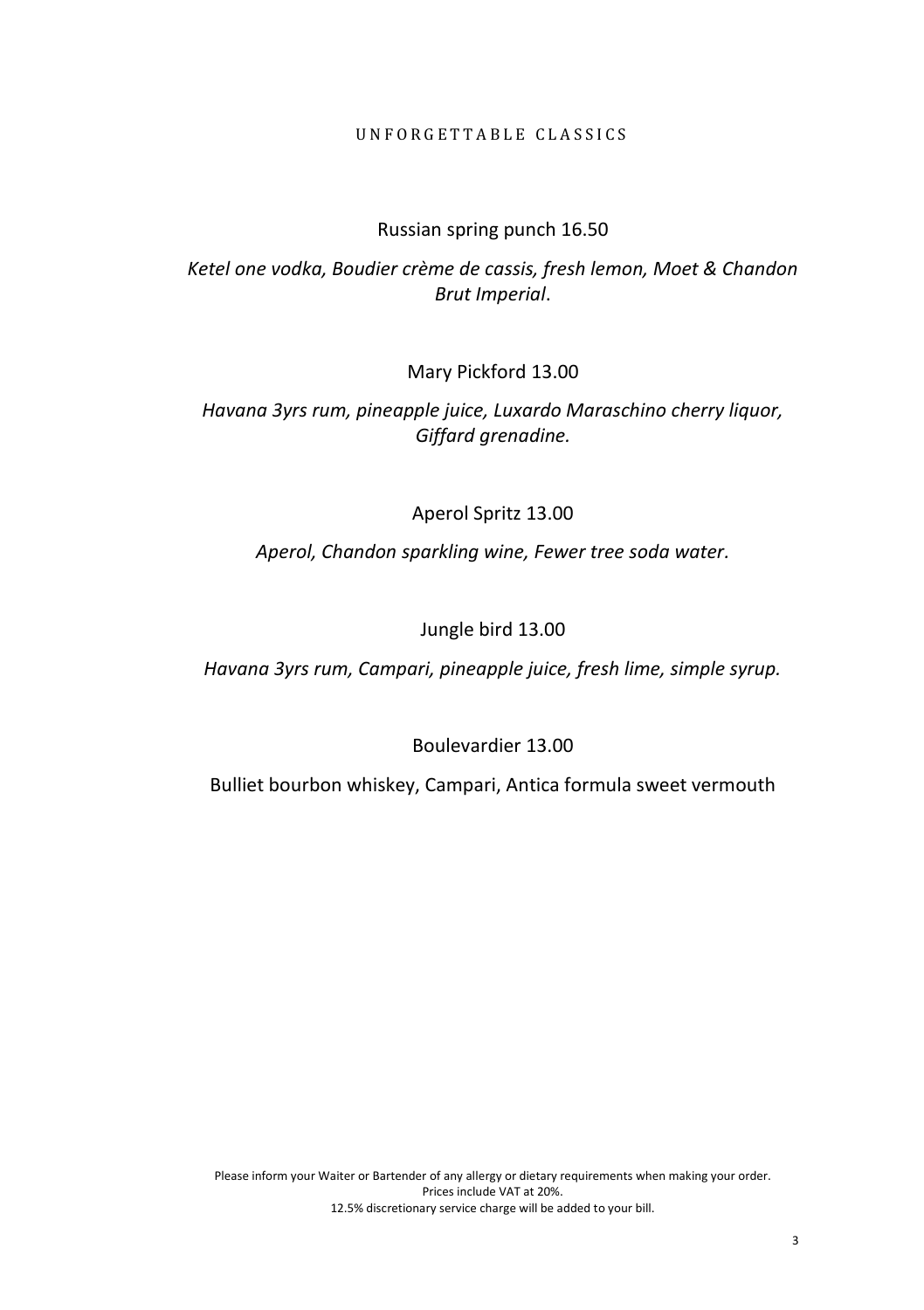# UNFORGETTABLE CLASSICS

Russian spring punch 16.50

*Ketel one vodka, Boudier crème de cassis, fresh lemon, Moet & Chandon Brut Imperial*.

Mary Pickford 13.00

*Havana 3yrs rum, pineapple juice, Luxardo Maraschino cherry liquor, Giffard grenadine.*

Aperol Spritz 13.00

*Aperol, Chandon sparkling wine, Fewer tree soda water.*

Jungle bird 13.00

*Havana 3yrs rum, Campari, pineapple juice, fresh lime, simple syrup.*

Boulevardier 13.00

Bulliet bourbon whiskey, Campari, Antica formula sweet vermouth

Please inform your Waiter or Bartender of any allergy or dietary requirements when making your order.
Prices include VAT at 20%.
12.5% discretionary service charge will be added to your bill.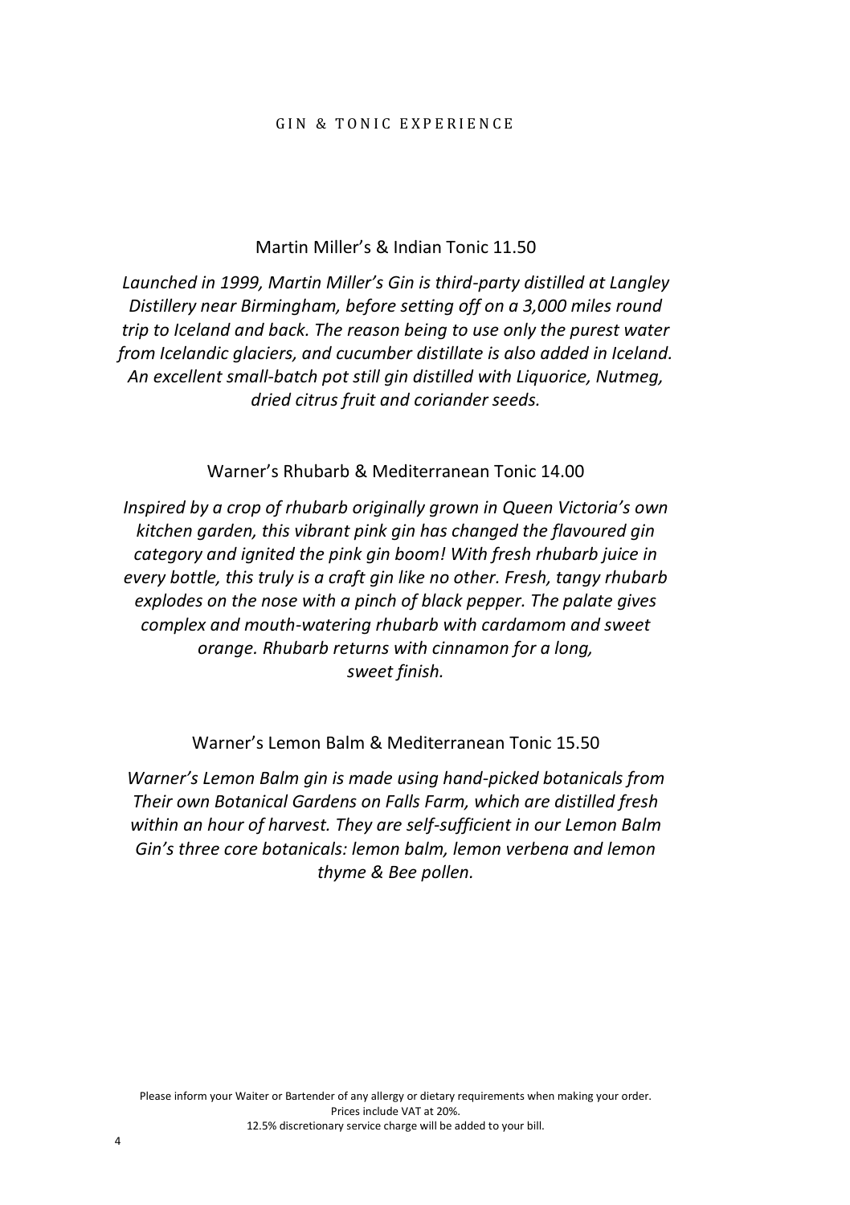# GIN & TONIC EXPERIENCE

## Martin Miller's & Indian Tonic 11.50

*Launched in 1999, Martin Miller's Gin is third-party distilled at Langley Distillery near Birmingham, before setting off on a 3,000 miles round trip to Iceland and back. The reason being to use only the purest water from Icelandic glaciers, and cucumber distillate is also added in Iceland. An excellent small-batch pot still gin distilled with Liquorice, Nutmeg, dried citrus fruit and coriander seeds.*

## Warner's Rhubarb & Mediterranean Tonic 14.00

*Inspired by a crop of rhubarb originally grown in Queen Victoria's own kitchen garden, this vibrant pink gin has changed the flavoured gin category and ignited the pink gin boom! With fresh rhubarb juice in every bottle, this truly is a craft gin like no other. Fresh, tangy rhubarb explodes on the nose with a pinch of black pepper. The palate gives complex and mouth-watering rhubarb with cardamom and sweet orange. Rhubarb returns with cinnamon for a long, sweet finish.*

## Warner's Lemon Balm & Mediterranean Tonic 15.50

*Warner's Lemon Balm gin is made using hand-picked botanicals from Their own Botanical Gardens on Falls Farm, which are distilled fresh within an hour of harvest. They are self-sufficient in our Lemon Balm Gin's three core botanicals: lemon balm, lemon verbena and lemon thyme & Bee pollen.*

Please inform your Waiter or Bartender of any allergy or dietary requirements when making your order.
Prices include VAT at 20%.
12.5% discretionary service charge will be added to your bill.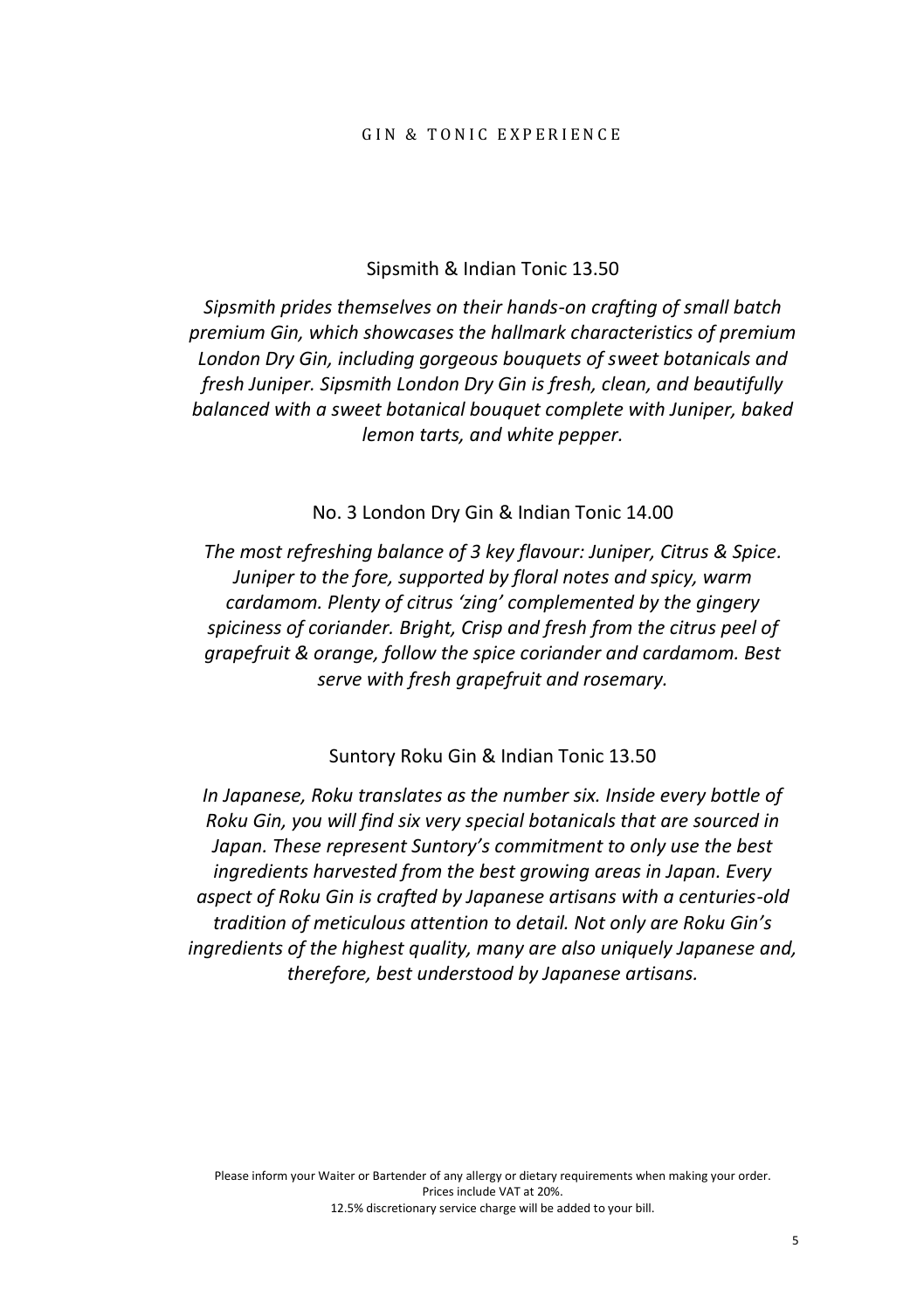# GIN & TONIC EXPERIENCE

## Sipsmith & Indian Tonic 13.50

*Sipsmith prides themselves on their hands-on crafting of small batch premium Gin, which showcases the hallmark characteristics of premium London Dry Gin, including gorgeous bouquets of sweet botanicals and fresh Juniper. Sipsmith London Dry Gin is fresh, clean, and beautifully balanced with a sweet botanical bouquet complete with Juniper, baked lemon tarts, and white pepper.*

## No. 3 London Dry Gin & Indian Tonic 14.00

*The most refreshing balance of 3 key flavour: Juniper, Citrus & Spice. Juniper to the fore, supported by floral notes and spicy, warm cardamom. Plenty of citrus 'zing' complemented by the gingery spiciness of coriander. Bright, Crisp and fresh from the citrus peel of grapefruit & orange, follow the spice coriander and cardamom. Best serve with fresh grapefruit and rosemary.*

## Suntory Roku Gin & Indian Tonic 13.50

*In Japanese, Roku translates as the number six. Inside every bottle of Roku Gin, you will find six very special botanicals that are sourced in Japan. These represent Suntory's commitment to only use the best ingredients harvested from the best growing areas in Japan. Every aspect of Roku Gin is crafted by Japanese artisans with a centuries-old tradition of meticulous attention to detail. Not only are Roku Gin's ingredients of the highest quality, many are also uniquely Japanese and, therefore, best understood by Japanese artisans.*

Please inform your Waiter or Bartender of any allergy or dietary requirements when making your order.
Prices include VAT at 20%.
12.5% discretionary service charge will be added to your bill.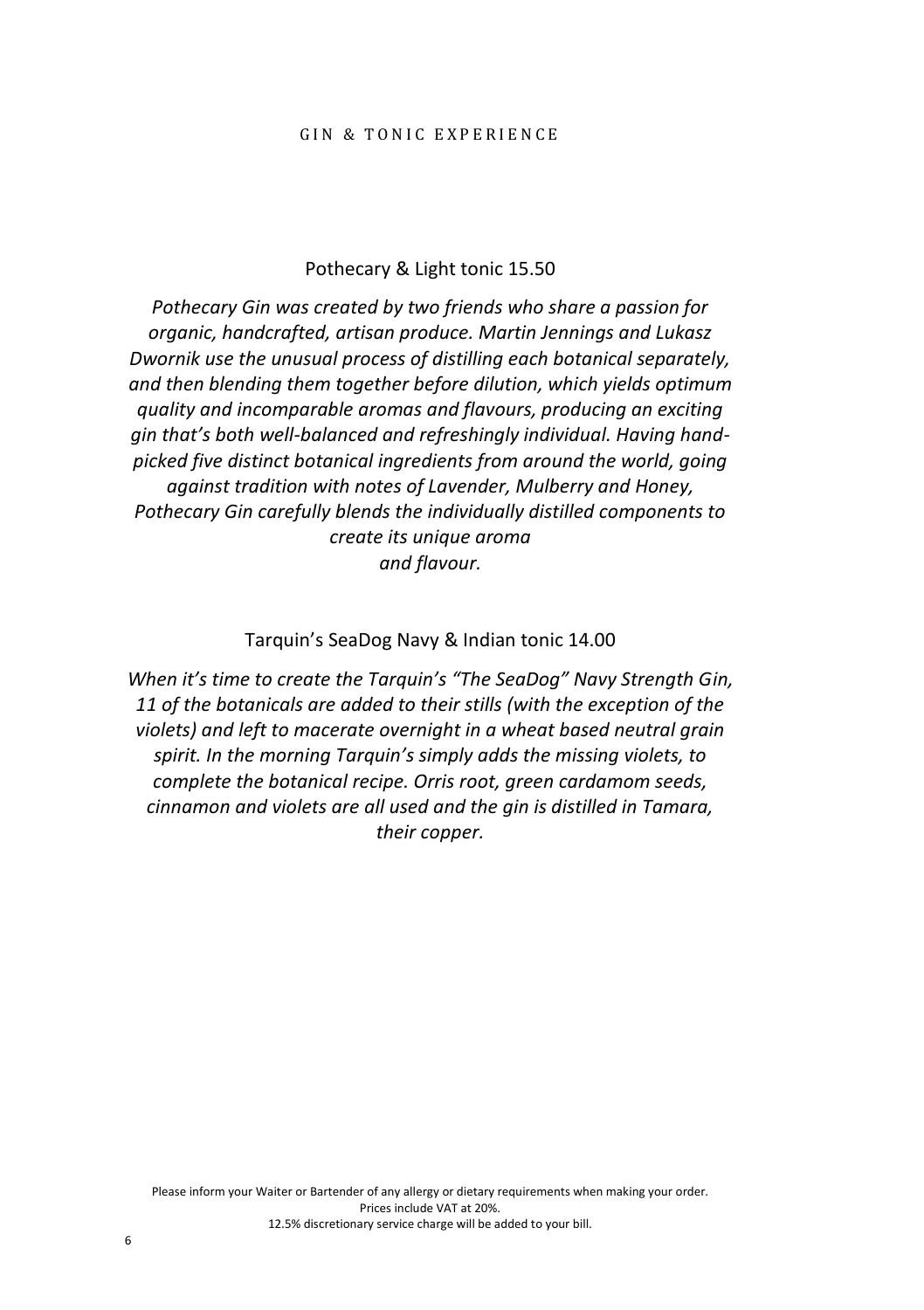# GIN & TONIC EXPERIENCE

## Pothecary & Light tonic 15.50

*Pothecary Gin was created by two friends who share a passion for organic, handcrafted, artisan produce. Martin Jennings and Lukasz Dwornik use the unusual process of distilling each botanical separately, and then blending them together before dilution, which yields optimum quality and incomparable aromas and flavours, producing an exciting gin that's both well-balanced and refreshingly individual. Having hand-picked five distinct botanical ingredients from around the world, going against tradition with notes of Lavender, Mulberry and Honey, Pothecary Gin carefully blends the individually distilled components to create its unique aroma and flavour.*

## Tarquin's SeaDog Navy & Indian tonic 14.00

*When it's time to create the Tarquin's "The SeaDog" Navy Strength Gin, 11 of the botanicals are added to their stills (with the exception of the violets) and left to macerate overnight in a wheat based neutral grain spirit. In the morning Tarquin's simply adds the missing violets, to complete the botanical recipe. Orris root, green cardamom seeds, cinnamon and violets are all used and the gin is distilled in Tamara, their copper.*

Please inform your Waiter or Bartender of any allergy or dietary requirements when making your order.
Prices include VAT at 20%.
12.5% discretionary service charge will be added to your bill.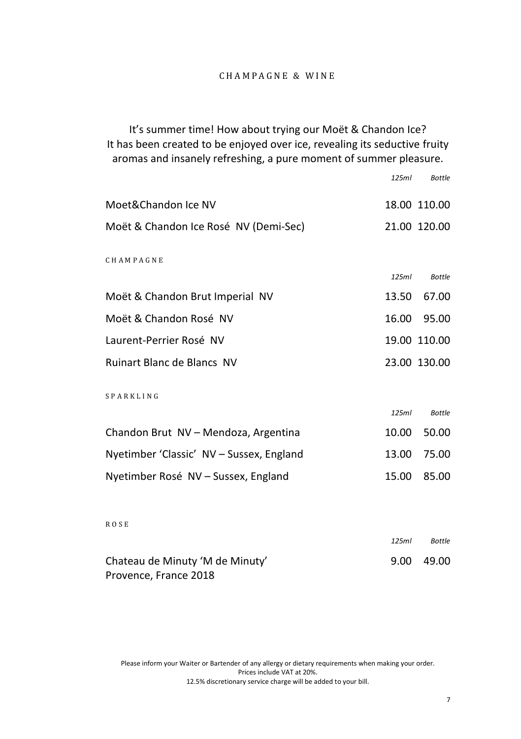# CHAMPAGNE & WINE

It's summer time! How about trying our Moët & Chandon Ice?
It has been created to be enjoyed over ice, revealing its seductive fruity aromas and insanely refreshing, a pure moment of summer pleasure.

| | *125ml* | *Bottle* |
|---|---|---|
| Moet&Chandon Ice NV | 18.00 | 110.00 |
| Moët & Chandon Ice Rosé NV (Demi-Sec) | 21.00 | 120.00 |

## CHAMPAGNE

| | *125ml* | *Bottle* |
|---|---|---|
| Moët & Chandon Brut Imperial NV | 13.50 | 67.00 |
| Moët & Chandon Rosé NV | 16.00 | 95.00 |
| Laurent-Perrier Rosé NV | 19.00 | 110.00 |
| Ruinart Blanc de Blancs NV | 23.00 | 130.00 |

## SPARKLING

| | *125ml* | *Bottle* |
|---|---|---|
| Chandon Brut NV – Mendoza, Argentina | 10.00 | 50.00 |
| Nyetimber 'Classic' NV – Sussex, England | 13.00 | 75.00 |
| Nyetimber Rosé NV – Sussex, England | 15.00 | 85.00 |

## ROSE

| | *125ml* | *Bottle* |
|---|---|---|
| Chateau de Minuty 'M de Minuty' Provence, France 2018 | 9.00 | 49.00 |

Please inform your Waiter or Bartender of any allergy or dietary requirements when making your order.
Prices include VAT at 20%.
12.5% discretionary service charge will be added to your bill.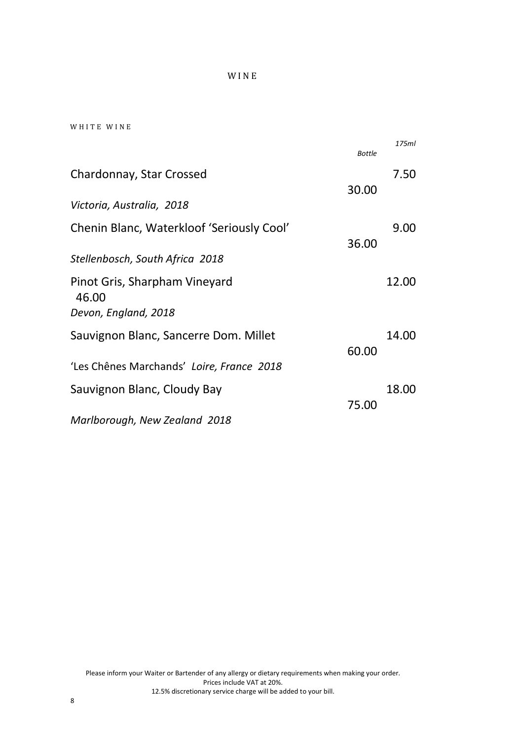# WINE

## WHITE WINE

| | *Bottle* | *175ml* |
|---|---|---|
| Chardonnay, Star Crossed<br>*Victoria, Australia, 2018* | 30.00 | 7.50 |
| Chenin Blanc, Waterkloof 'Seriously Cool'<br>*Stellenbosch, South Africa 2018* | 36.00 | 9.00 |
| Pinot Gris, Sharpham Vineyard<br>*Devon, England, 2018* | 46.00 | 12.00 |
| Sauvignon Blanc, Sancerre Dom. Millet<br>'Les Chênes Marchands' *Loire, France 2018* | 60.00 | 14.00 |
| Sauvignon Blanc, Cloudy Bay<br>*Marlborough, New Zealand 2018* | 75.00 | 18.00 |

Please inform your Waiter or Bartender of any allergy or dietary requirements when making your order.
Prices include VAT at 20%.
12.5% discretionary service charge will be added to your bill.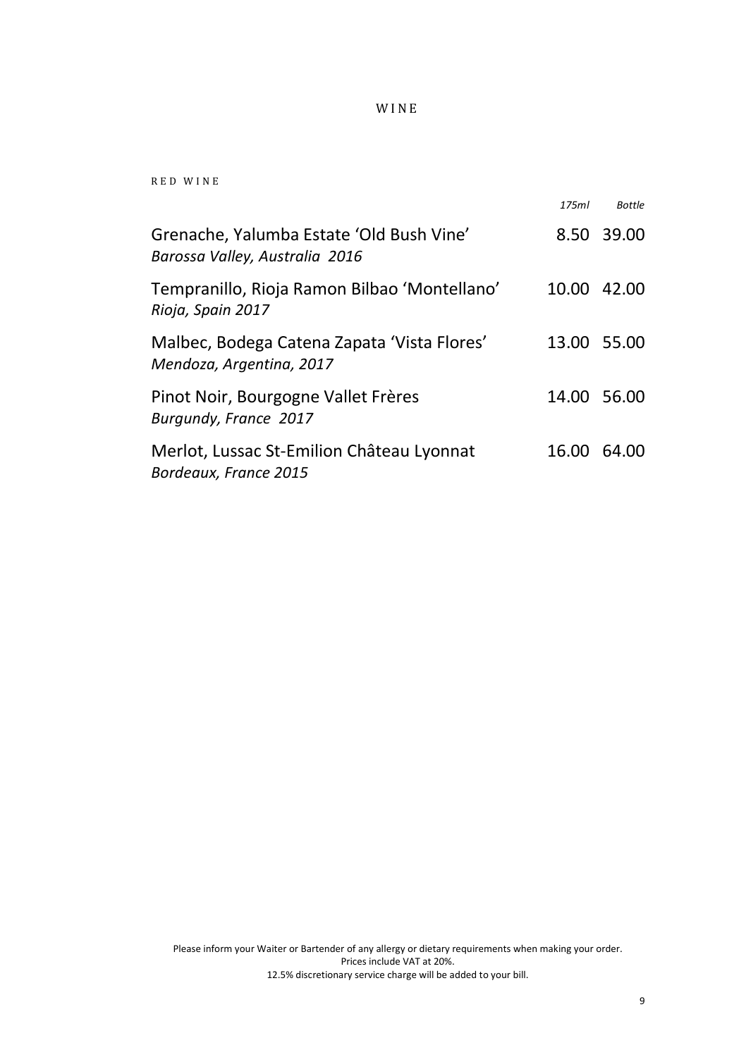# WINE

## RED WINE

| | *175ml* | *Bottle* |
|---|---|---|
| Grenache, Yalumba Estate 'Old Bush Vine'<br>*Barossa Valley, Australia 2016* | 8.50 | 39.00 |
| Tempranillo, Rioja Ramon Bilbao 'Montellano'<br>*Rioja, Spain 2017* | 10.00 | 42.00 |
| Malbec, Bodega Catena Zapata 'Vista Flores'<br>*Mendoza, Argentina, 2017* | 13.00 | 55.00 |
| Pinot Noir, Bourgogne Vallet Frères<br>*Burgundy, France 2017* | 14.00 | 56.00 |
| Merlot, Lussac St-Emilion Château Lyonnat<br>*Bordeaux, France 2015* | 16.00 | 64.00 |

Please inform your Waiter or Bartender of any allergy or dietary requirements when making your order.
Prices include VAT at 20%.
12.5% discretionary service charge will be added to your bill.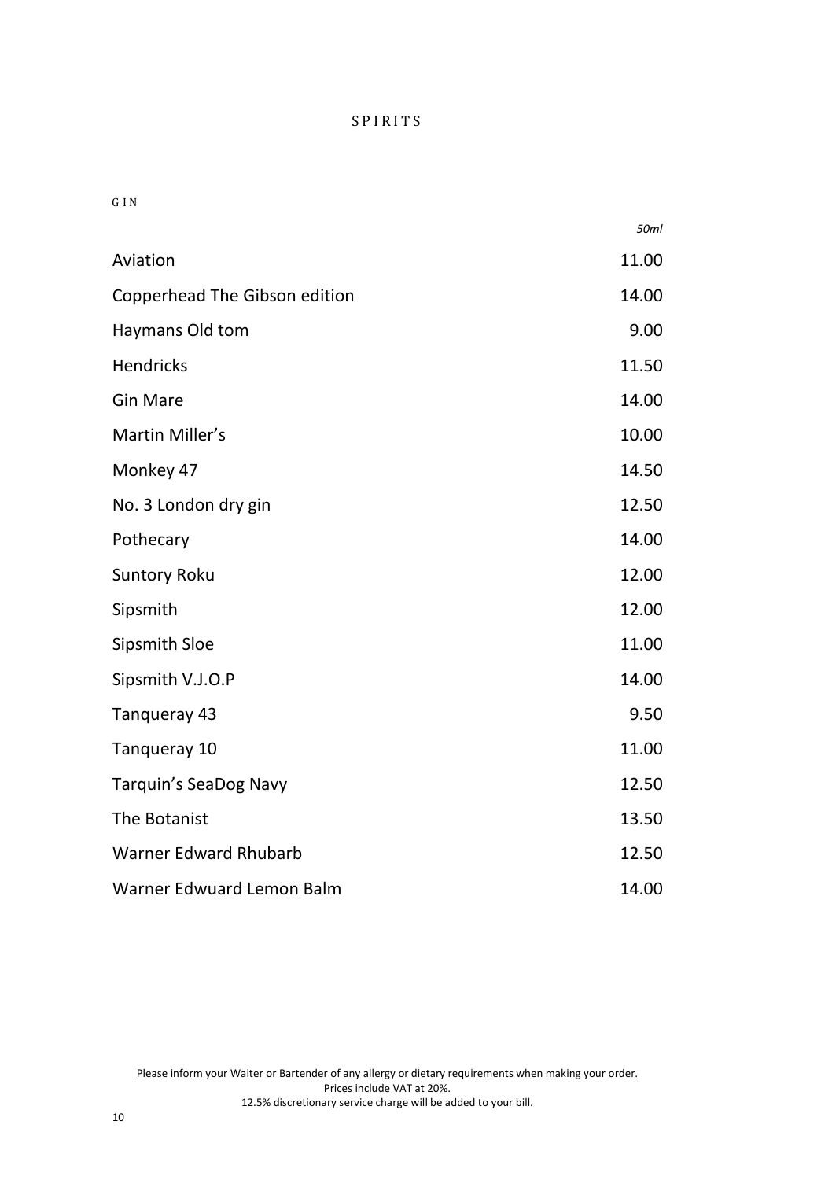# SPIRITS

## GIN

| | *50ml* |
|---|---|
| Aviation | 11.00 |
| Copperhead The Gibson edition | 14.00 |
| Haymans Old tom | 9.00 |
| Hendricks | 11.50 |
| Gin Mare | 14.00 |
| Martin Miller's | 10.00 |
| Monkey 47 | 14.50 |
| No. 3 London dry gin | 12.50 |
| Pothecary | 14.00 |
| Suntory Roku | 12.00 |
| Sipsmith | 12.00 |
| Sipsmith Sloe | 11.00 |
| Sipsmith V.J.O.P | 14.00 |
| Tanqueray 43 | 9.50 |
| Tanqueray 10 | 11.00 |
| Tarquin's SeaDog Navy | 12.50 |
| The Botanist | 13.50 |
| Warner Edward Rhubarb | 12.50 |
| Warner Edwuard Lemon Balm | 14.00 |

Please inform your Waiter or Bartender of any allergy or dietary requirements when making your order.
Prices include VAT at 20%.
12.5% discretionary service charge will be added to your bill.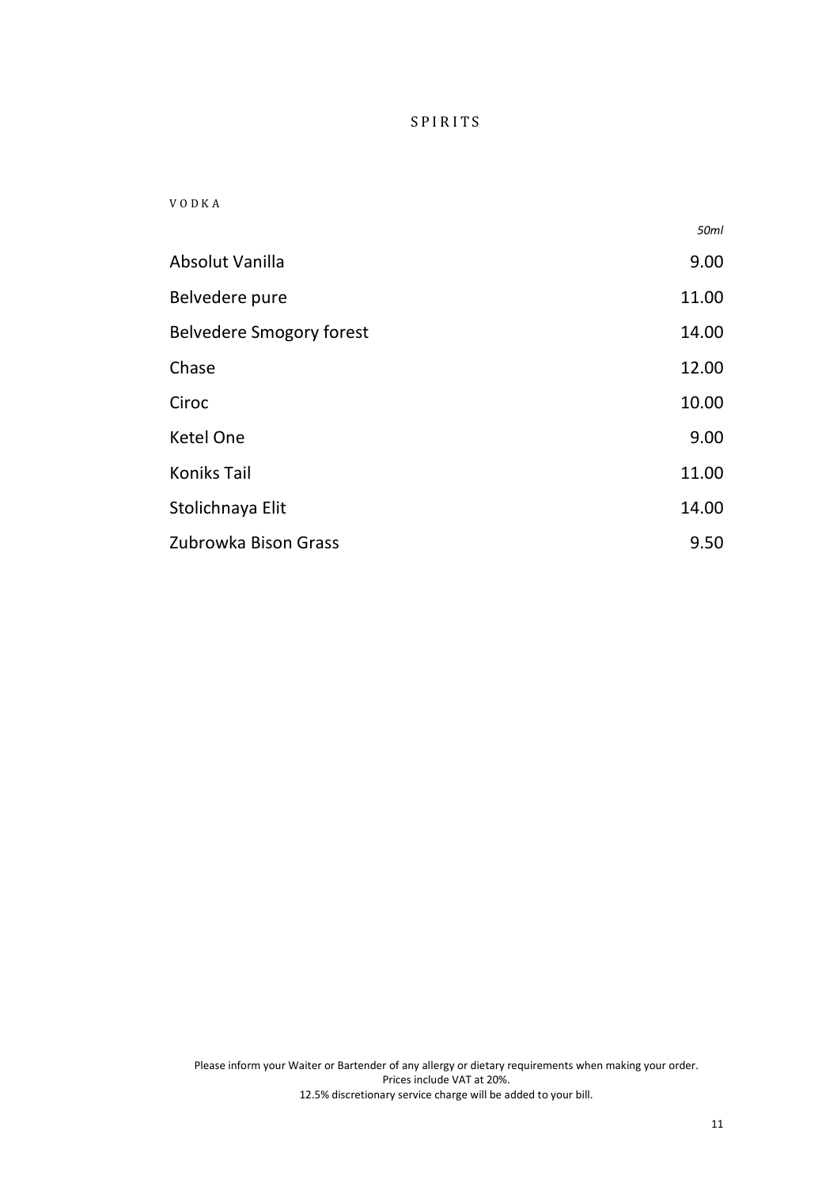# SPIRITS

## VODKA

| | *50ml* |
|---|---|
| Absolut Vanilla | 9.00 |
| Belvedere pure | 11.00 |
| Belvedere Smogory forest | 14.00 |
| Chase | 12.00 |
| Ciroc | 10.00 |
| Ketel One | 9.00 |
| Koniks Tail | 11.00 |
| Stolichnaya Elit | 14.00 |
| Zubrowka Bison Grass | 9.50 |

Please inform your Waiter or Bartender of any allergy or dietary requirements when making your order.
Prices include VAT at 20%.
12.5% discretionary service charge will be added to your bill.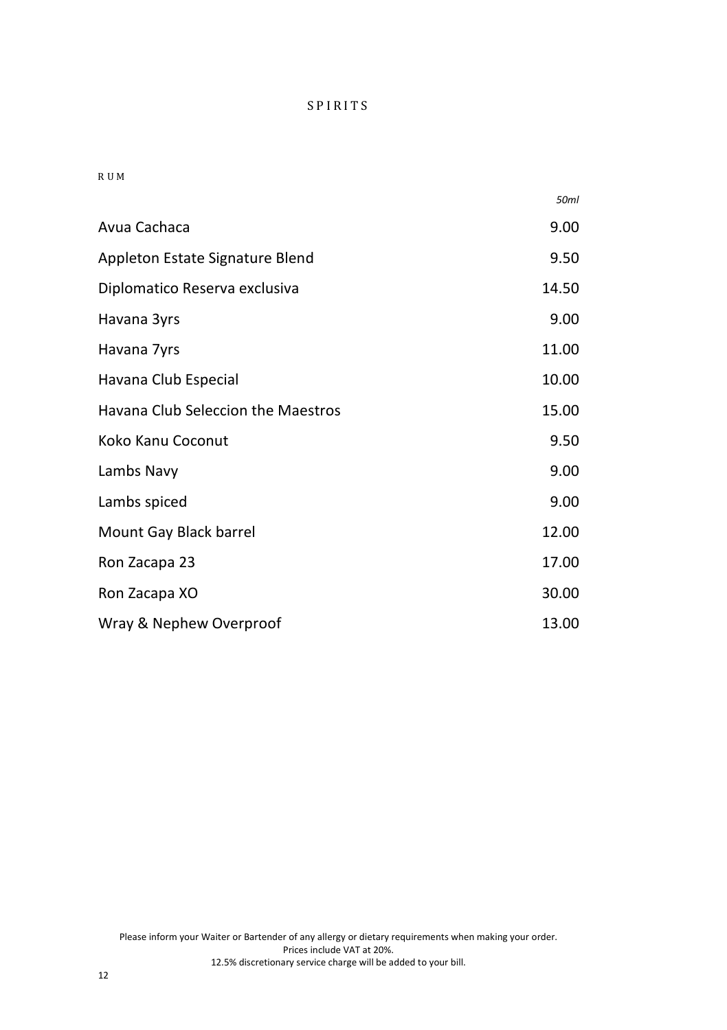# SPIRITS

## RUM

| | *50ml* |
|---|---|
| Avua Cachaca | 9.00 |
| Appleton Estate Signature Blend | 9.50 |
| Diplomatico Reserva exclusiva | 14.50 |
| Havana 3yrs | 9.00 |
| Havana 7yrs | 11.00 |
| Havana Club Especial | 10.00 |
| Havana Club Seleccion the Maestros | 15.00 |
| Koko Kanu Coconut | 9.50 |
| Lambs Navy | 9.00 |
| Lambs spiced | 9.00 |
| Mount Gay Black barrel | 12.00 |
| Ron Zacapa 23 | 17.00 |
| Ron Zacapa XO | 30.00 |
| Wray & Nephew Overproof | 13.00 |

Please inform your Waiter or Bartender of any allergy or dietary requirements when making your order.
Prices include VAT at 20%.
12.5% discretionary service charge will be added to your bill.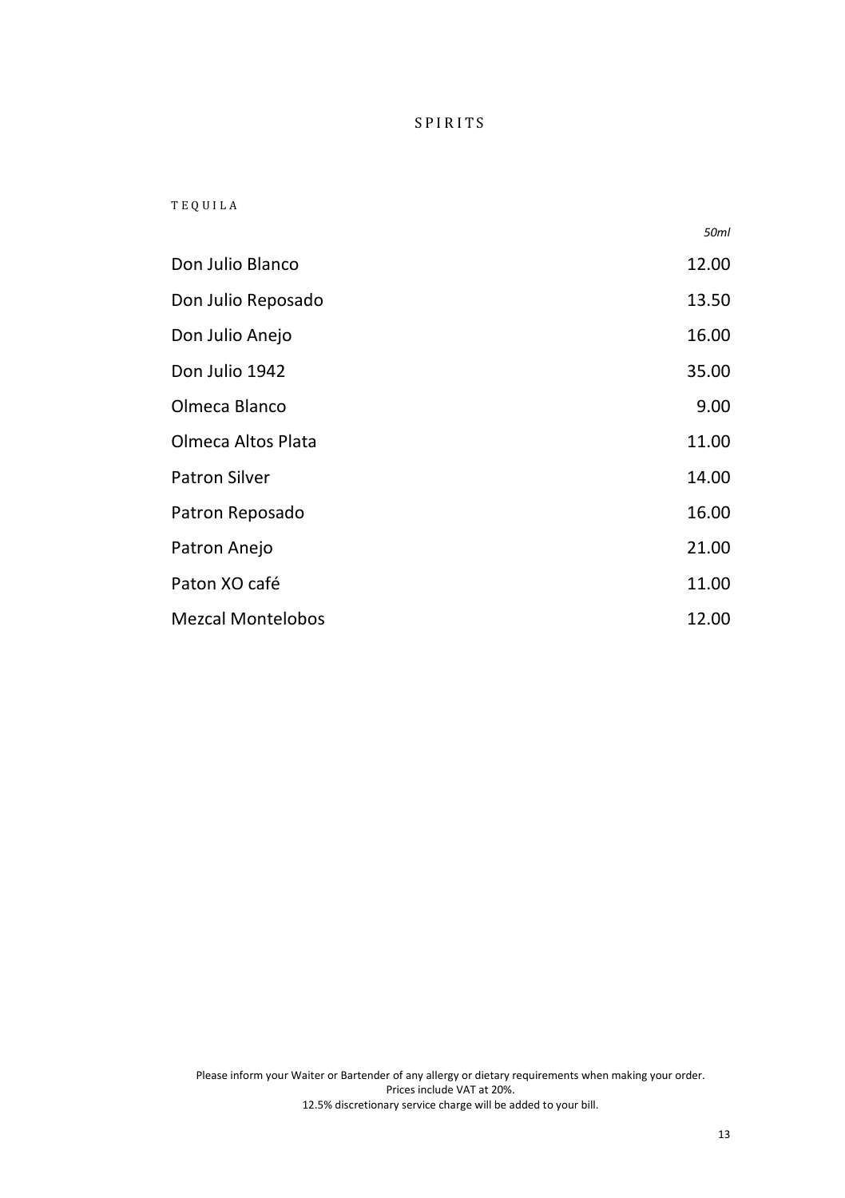# SPIRITS

## TEQUILA

| | *50ml* |
|---|---|
| Don Julio Blanco | 12.00 |
| Don Julio Reposado | 13.50 |
| Don Julio Anejo | 16.00 |
| Don Julio 1942 | 35.00 |
| Olmeca Blanco | 9.00 |
| Olmeca Altos Plata | 11.00 |
| Patron Silver | 14.00 |
| Patron Reposado | 16.00 |
| Patron Anejo | 21.00 |
| Paton XO café | 11.00 |
| Mezcal Montelobos | 12.00 |

Please inform your Waiter or Bartender of any allergy or dietary requirements when making your order.
Prices include VAT at 20%.
12.5% discretionary service charge will be added to your bill.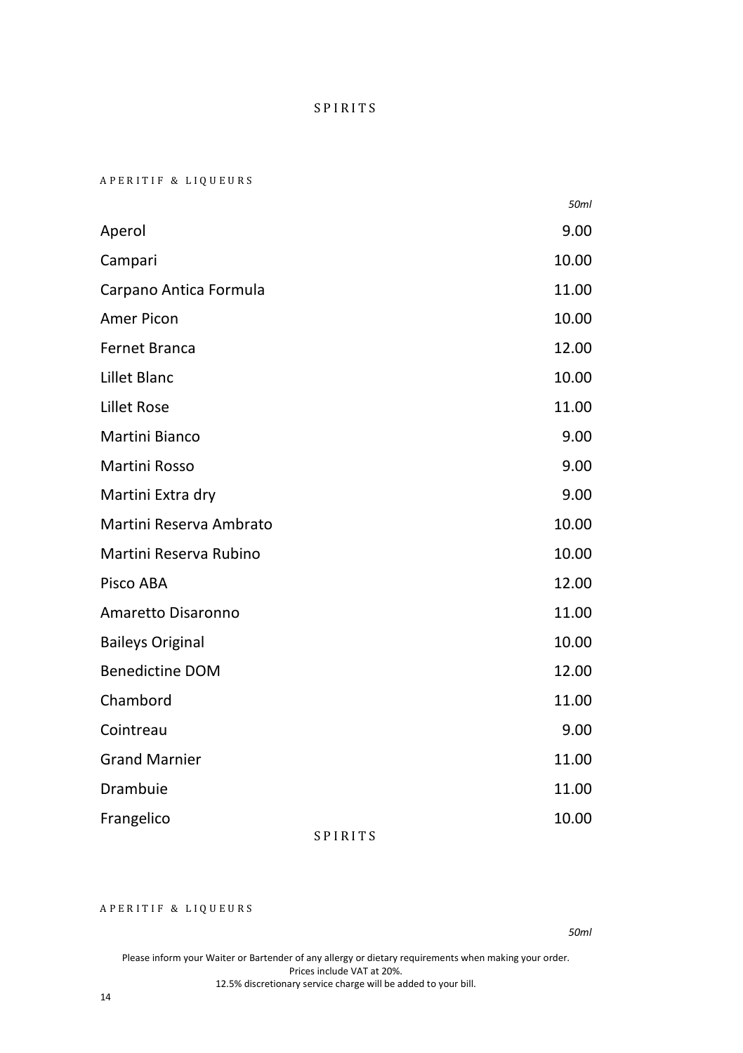# SPIRITS

## APERITIF & LIQUEURS

| | *50ml* |
|---|---|
| Aperol | 9.00 |
| Campari | 10.00 |
| Carpano Antica Formula | 11.00 |
| Amer Picon | 10.00 |
| Fernet Branca | 12.00 |
| Lillet Blanc | 10.00 |
| Lillet Rose | 11.00 |
| Martini Bianco | 9.00 |
| Martini Rosso | 9.00 |
| Martini Extra dry | 9.00 |
| Martini Reserva Ambrato | 10.00 |
| Martini Reserva Rubino | 10.00 |
| Pisco ABA | 12.00 |
| Amaretto Disaronno | 11.00 |
| Baileys Original | 10.00 |
| Benedictine DOM | 12.00 |
| Chambord | 11.00 |
| Cointreau | 9.00 |
| Grand Marnier | 11.00 |
| Drambuie | 11.00 |
| Frangelico | 10.00 |

# SPIRITS

## APERITIF & LIQUEURS

*50ml*

Please inform your Waiter or Bartender of any allergy or dietary requirements when making your order.
Prices include VAT at 20%.
12.5% discretionary service charge will be added to your bill.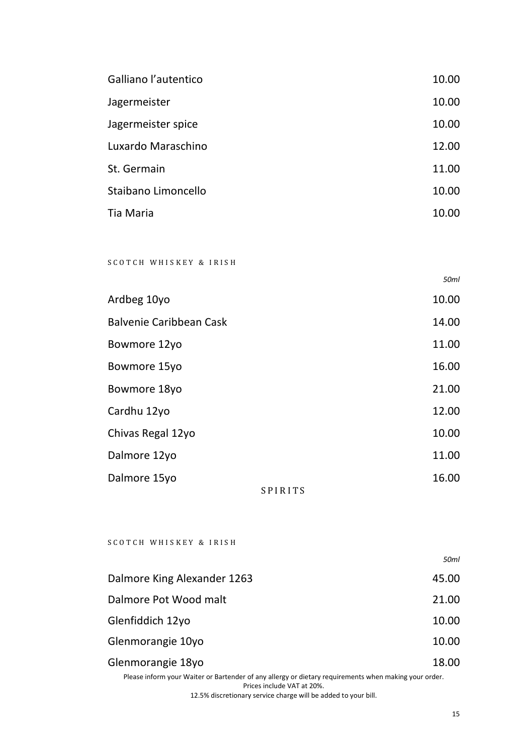| | |
|---|---|
| Galliano l'autentico | 10.00 |
| Jagermeister | 10.00 |
| Jagermeister spice | 10.00 |
| Luxardo Maraschino | 12.00 |
| St. Germain | 11.00 |
| Staibano Limoncello | 10.00 |
| Tia Maria | 10.00 |

## SCOTCH WHISKEY & IRISH

| | *50ml* |
|---|---|
| Ardbeg 10yo | 10.00 |
| Balvenie Caribbean Cask | 14.00 |
| Bowmore 12yo | 11.00 |
| Bowmore 15yo | 16.00 |
| Bowmore 18yo | 21.00 |
| Cardhu 12yo | 12.00 |
| Chivas Regal 12yo | 10.00 |
| Dalmore 12yo | 11.00 |
| Dalmore 15yo | 16.00 |

SPIRITS

## SCOTCH WHISKEY & IRISH

| | *50ml* |
|---|---|
| Dalmore King Alexander 1263 | 45.00 |
| Dalmore Pot Wood malt | 21.00 |
| Glenfiddich 12yo | 10.00 |
| Glenmorangie 10yo | 10.00 |
| Glenmorangie 18yo | 18.00 |

Please inform your Waiter or Bartender of any allergy or dietary requirements when making your order.
Prices include VAT at 20%.
12.5% discretionary service charge will be added to your bill.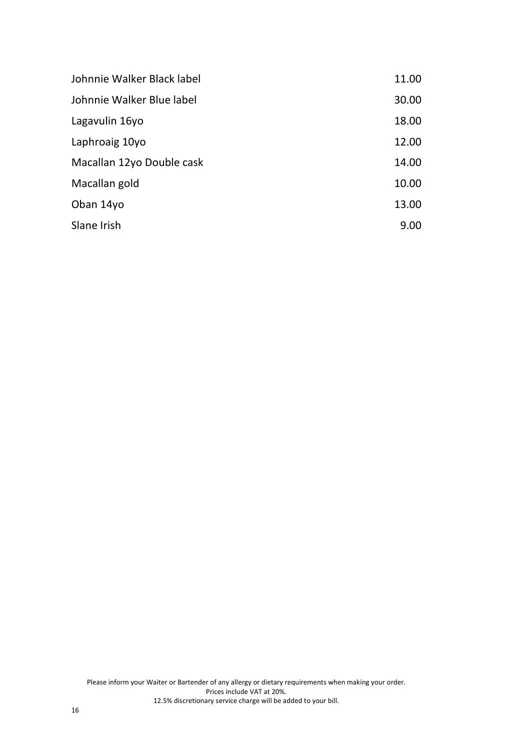| | |
|---|---|
| Johnnie Walker Black label | 11.00 |
| Johnnie Walker Blue label | 30.00 |
| Lagavulin 16yo | 18.00 |
| Laphroaig 10yo | 12.00 |
| Macallan 12yo Double cask | 14.00 |
| Macallan gold | 10.00 |
| Oban 14yo | 13.00 |
| Slane Irish | 9.00 |

Please inform your Waiter or Bartender of any allergy or dietary requirements when making your order.
Prices include VAT at 20%.
12.5% discretionary service charge will be added to your bill.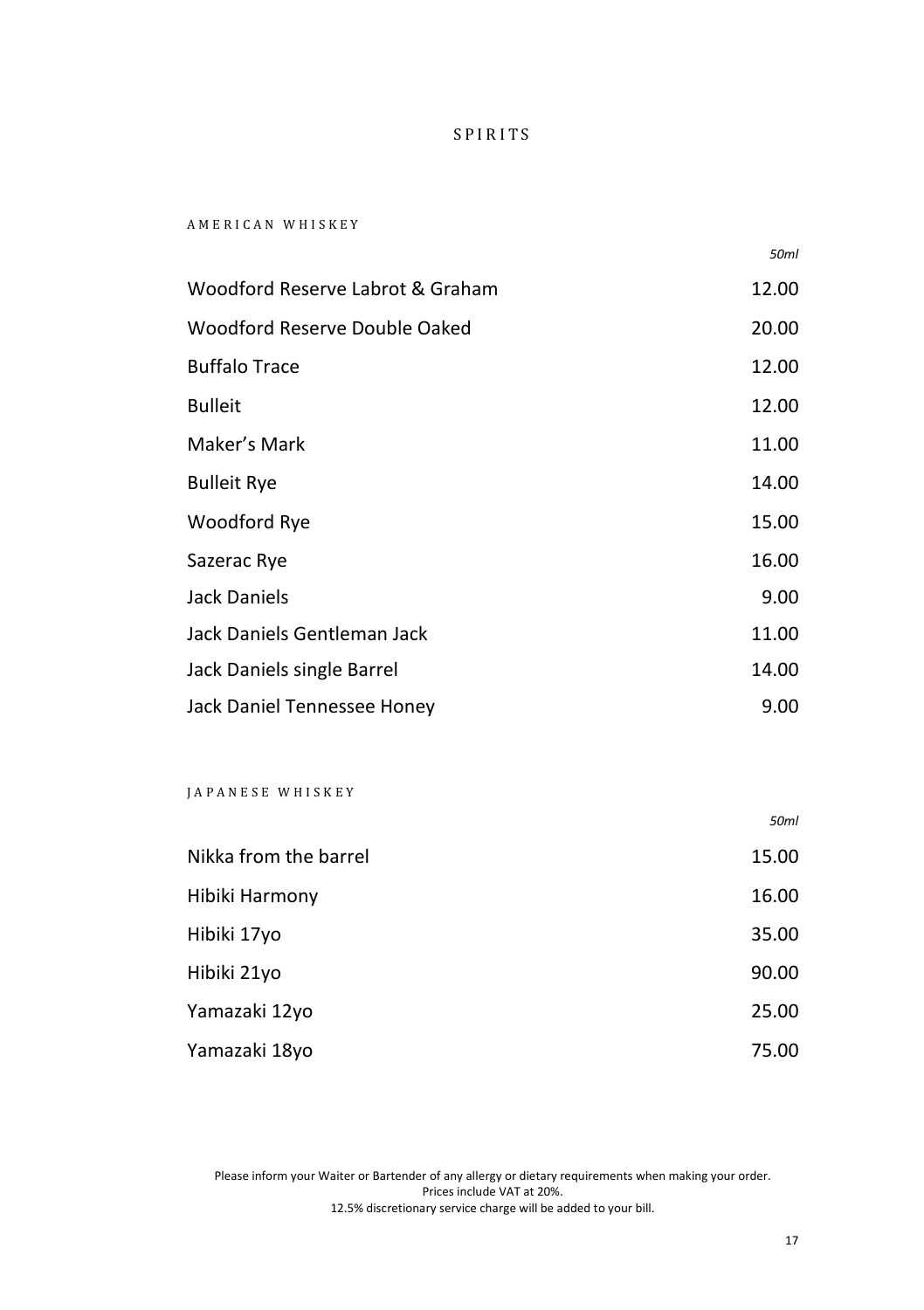# SPIRITS

## AMERICAN WHISKEY

| | *50ml* |
|---|---|
| Woodford Reserve Labrot & Graham | 12.00 |
| Woodford Reserve Double Oaked | 20.00 |
| Buffalo Trace | 12.00 |
| Bulleit | 12.00 |
| Maker's Mark | 11.00 |
| Bulleit Rye | 14.00 |
| Woodford Rye | 15.00 |
| Sazerac Rye | 16.00 |
| Jack Daniels | 9.00 |
| Jack Daniels Gentleman Jack | 11.00 |
| Jack Daniels single Barrel | 14.00 |
| Jack Daniel Tennessee Honey | 9.00 |

## JAPANESE WHISKEY

| | *50ml* |
|---|---|
| Nikka from the barrel | 15.00 |
| Hibiki Harmony | 16.00 |
| Hibiki 17yo | 35.00 |
| Hibiki 21yo | 90.00 |
| Yamazaki 12yo | 25.00 |
| Yamazaki 18yo | 75.00 |

Please inform your Waiter or Bartender of any allergy or dietary requirements when making your order.
Prices include VAT at 20%.
12.5% discretionary service charge will be added to your bill.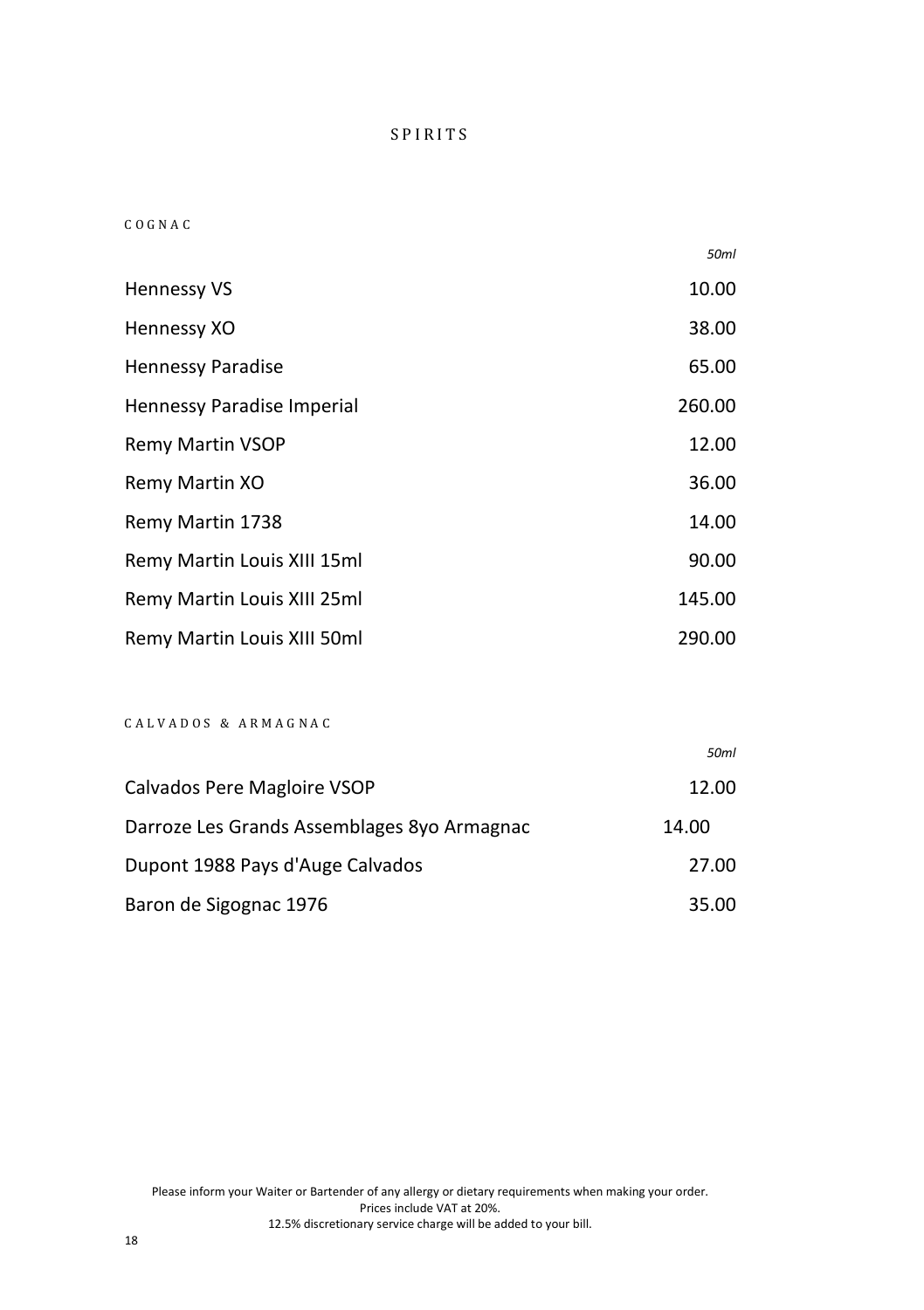# SPIRITS

## COGNAC

| | 50ml |
|---|---|
| Hennessy VS | 10.00 |
| Hennessy XO | 38.00 |
| Hennessy Paradise | 65.00 |
| Hennessy Paradise Imperial | 260.00 |
| Remy Martin VSOP | 12.00 |
| Remy Martin XO | 36.00 |
| Remy Martin 1738 | 14.00 |
| Remy Martin Louis XIII 15ml | 90.00 |
| Remy Martin Louis XIII 25ml | 145.00 |
| Remy Martin Louis XIII 50ml | 290.00 |

## CALVADOS & ARMAGNAC

| | 50ml |
|---|---|
| Calvados Pere Magloire VSOP | 12.00 |
| Darroze Les Grands Assemblages 8yo Armagnac | 14.00 |
| Dupont 1988 Pays d'Auge Calvados | 27.00 |
| Baron de Sigognac 1976 | 35.00 |

Please inform your Waiter or Bartender of any allergy or dietary requirements when making your order.
Prices include VAT at 20%.
12.5% discretionary service charge will be added to your bill.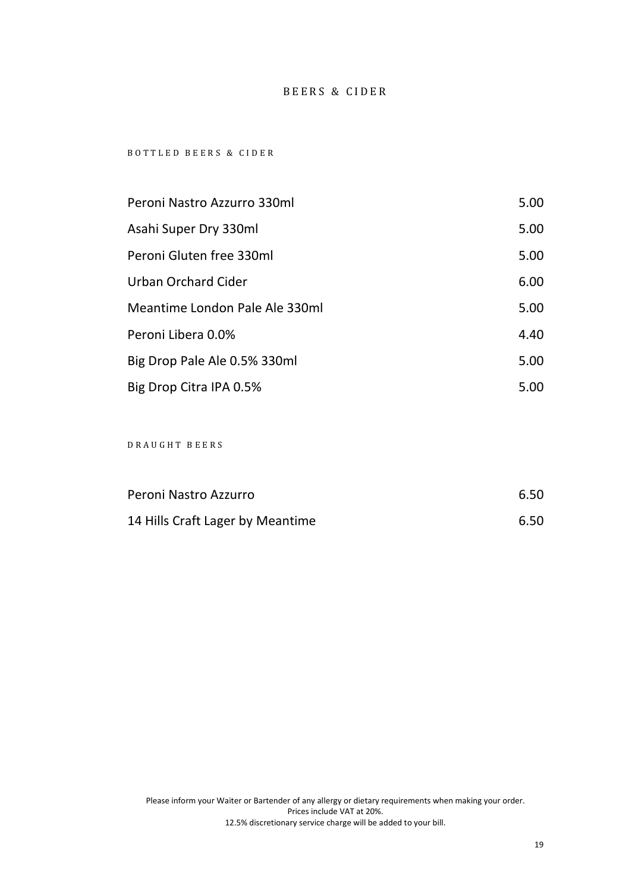# BEERS & CIDER

## BOTTLED BEERS & CIDER

| | |
|---|---|
| Peroni Nastro Azzurro 330ml | 5.00 |
| Asahi Super Dry 330ml | 5.00 |
| Peroni Gluten free 330ml | 5.00 |
| Urban Orchard Cider | 6.00 |
| Meantime London Pale Ale 330ml | 5.00 |
| Peroni Libera 0.0% | 4.40 |
| Big Drop Pale Ale 0.5% 330ml | 5.00 |
| Big Drop Citra IPA 0.5% | 5.00 |

## DRAUGHT BEERS

| | |
|---|---|
| Peroni Nastro Azzurro | 6.50 |
| 14 Hills Craft Lager by Meantime | 6.50 |

Please inform your Waiter or Bartender of any allergy or dietary requirements when making your order.
Prices include VAT at 20%.
12.5% discretionary service charge will be added to your bill.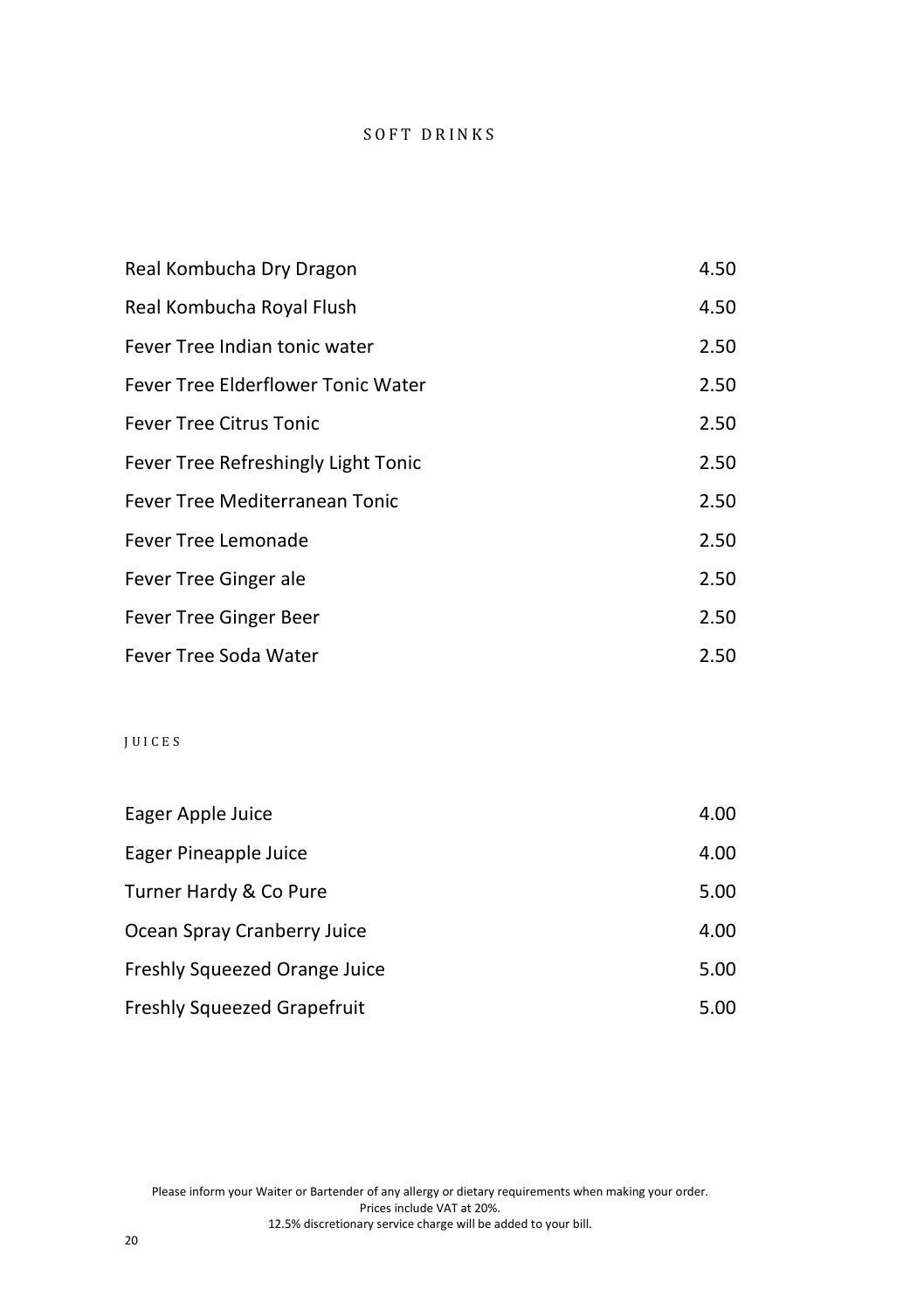## SOFT DRINKS

| | |
|---|---|
| Real Kombucha Dry Dragon | 4.50 |
| Real Kombucha Royal Flush | 4.50 |
| Fever Tree Indian tonic water | 2.50 |
| Fever Tree Elderflower Tonic Water | 2.50 |
| Fever Tree Citrus Tonic | 2.50 |
| Fever Tree Refreshingly Light Tonic | 2.50 |
| Fever Tree Mediterranean Tonic | 2.50 |
| Fever Tree Lemonade | 2.50 |
| Fever Tree Ginger ale | 2.50 |
| Fever Tree Ginger Beer | 2.50 |
| Fever Tree Soda Water | 2.50 |

### JUICES

| | |
|---|---|
| Eager Apple Juice | 4.00 |
| Eager Pineapple Juice | 4.00 |
| Turner Hardy & Co Pure | 5.00 |
| Ocean Spray Cranberry Juice | 4.00 |
| Freshly Squeezed Orange Juice | 5.00 |
| Freshly Squeezed Grapefruit | 5.00 |

Please inform your Waiter or Bartender of any allergy or dietary requirements when making your order.
Prices include VAT at 20%.
12.5% discretionary service charge will be added to your bill.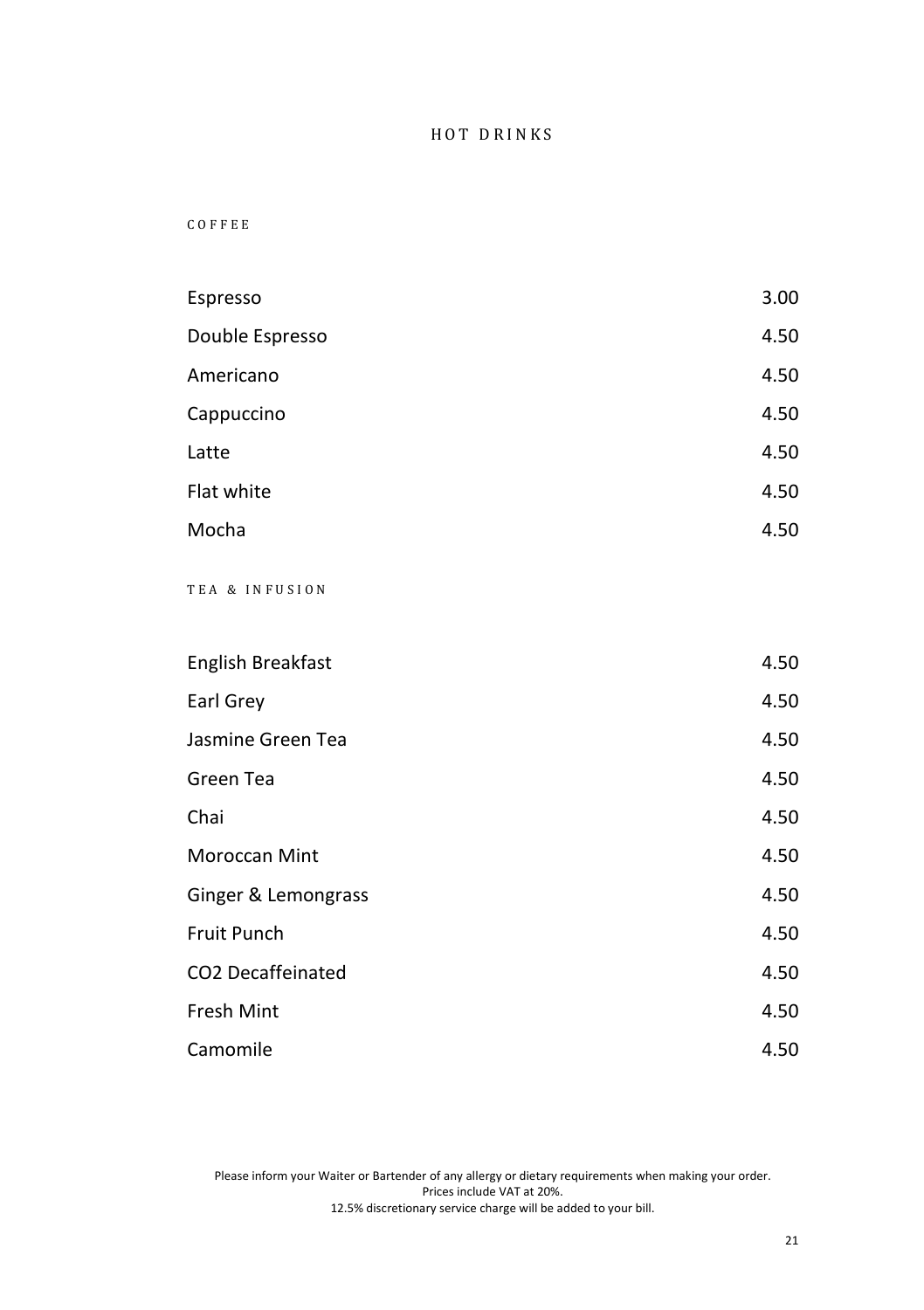# HOT DRINKS

## COFFEE

| | |
|---|---|
| Espresso | 3.00 |
| Double Espresso | 4.50 |
| Americano | 4.50 |
| Cappuccino | 4.50 |
| Latte | 4.50 |
| Flat white | 4.50 |
| Mocha | 4.50 |

## TEA & INFUSION

| | |
|---|---|
| English Breakfast | 4.50 |
| Earl Grey | 4.50 |
| Jasmine Green Tea | 4.50 |
| Green Tea | 4.50 |
| Chai | 4.50 |
| Moroccan Mint | 4.50 |
| Ginger & Lemongrass | 4.50 |
| Fruit Punch | 4.50 |
| $CO_2$ Decaffeinated | 4.50 |
| Fresh Mint | 4.50 |
| Camomile | 4.50 |

Please inform your Waiter or Bartender of any allergy or dietary requirements when making your order.
Prices include VAT at 20%.
12.5% discretionary service charge will be added to your bill.